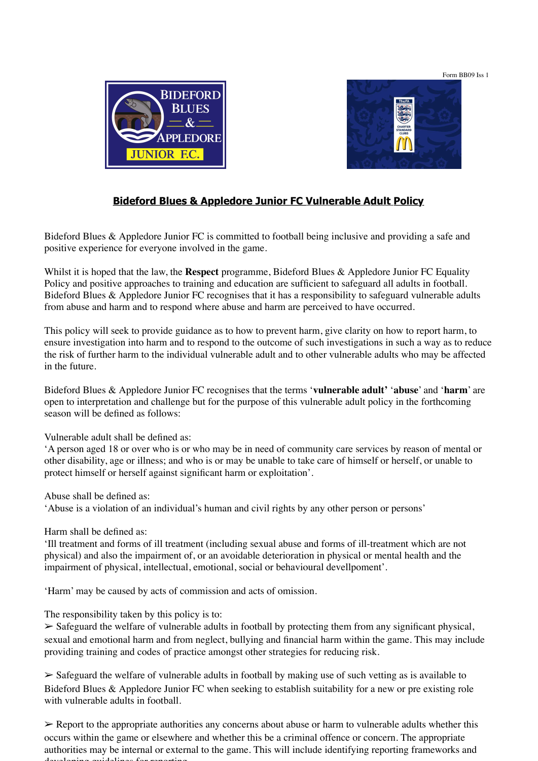Form BB09 Iss 1

# Bideford Blues & Appledore Junior FC Vulnerable Adult Policy

Bideford Blues & Appledore Junior FC is committed to football being inclusive and providing a safe and positive experience for everyone involved in the game.

Whilst it is hoped that the law, the **Respect** programme, Bideford Blues & Appledore Junior FC Equality Policy and positive approaches to training and education are sufficient to safeguard all adults in football. Bideford Blues & Appledore Junior FC recognises that it has a responsibility to safeguard vulnerable adults from abuse and harm and to respond where abuse and harm are perceived to have occurred.

This policy will seek to provide guidance as to how to prevent harm, give clarity on how to report harm, to ensure investigation into harm and to respond to the outcome of such investigations in such a way as to reduce the risk of further harm to the individual vulnerable adult and to other vulnerable adults who may be affected in the future.

Bideford Blues & Appledore Junior FC recognises that the terms '**vulnerable adult'** '**abuse**' and '**harm**' are open to interpretation and challenge but for the purpose of this vulnerable adult policy in the forthcoming season will be defined as follows:

Vulnerable adult shall be defined as:
'A person aged 18 or over who is or who may be in need of community care services by reason of mental or other disability, age or illness; and who is or may be unable to take care of himself or herself, or unable to protect himself or herself against significant harm or exploitation'.

Abuse shall be defined as:
'Abuse is a violation of an individual's human and civil rights by any other person or persons'

Harm shall be defined as:
'Ill treatment and forms of ill treatment (including sexual abuse and forms of ill-treatment which are not physical) and also the impairment of, or an avoidable deterioration in physical or mental health and the impairment of physical, intellectual, emotional, social or behavioural devellpoment'.

'Harm' may be caused by acts of commission and acts of omission.

The responsibility taken by this policy is to:

➢ Safeguard the welfare of vulnerable adults in football by protecting them from any significant physical, sexual and emotional harm and from neglect, bullying and financial harm within the game. This may include providing training and codes of practice amongst other strategies for reducing risk.

➢ Safeguard the welfare of vulnerable adults in football by making use of such vetting as is available to Bideford Blues & Appledore Junior FC when seeking to establish suitability for a new or pre existing role with vulnerable adults in football.

➢ Report to the appropriate authorities any concerns about abuse or harm to vulnerable adults whether this occurs within the game or elsewhere and whether this be a criminal offence or concern. The appropriate authorities may be internal or external to the game. This will include identifying reporting frameworks and developing guidelines for reporting.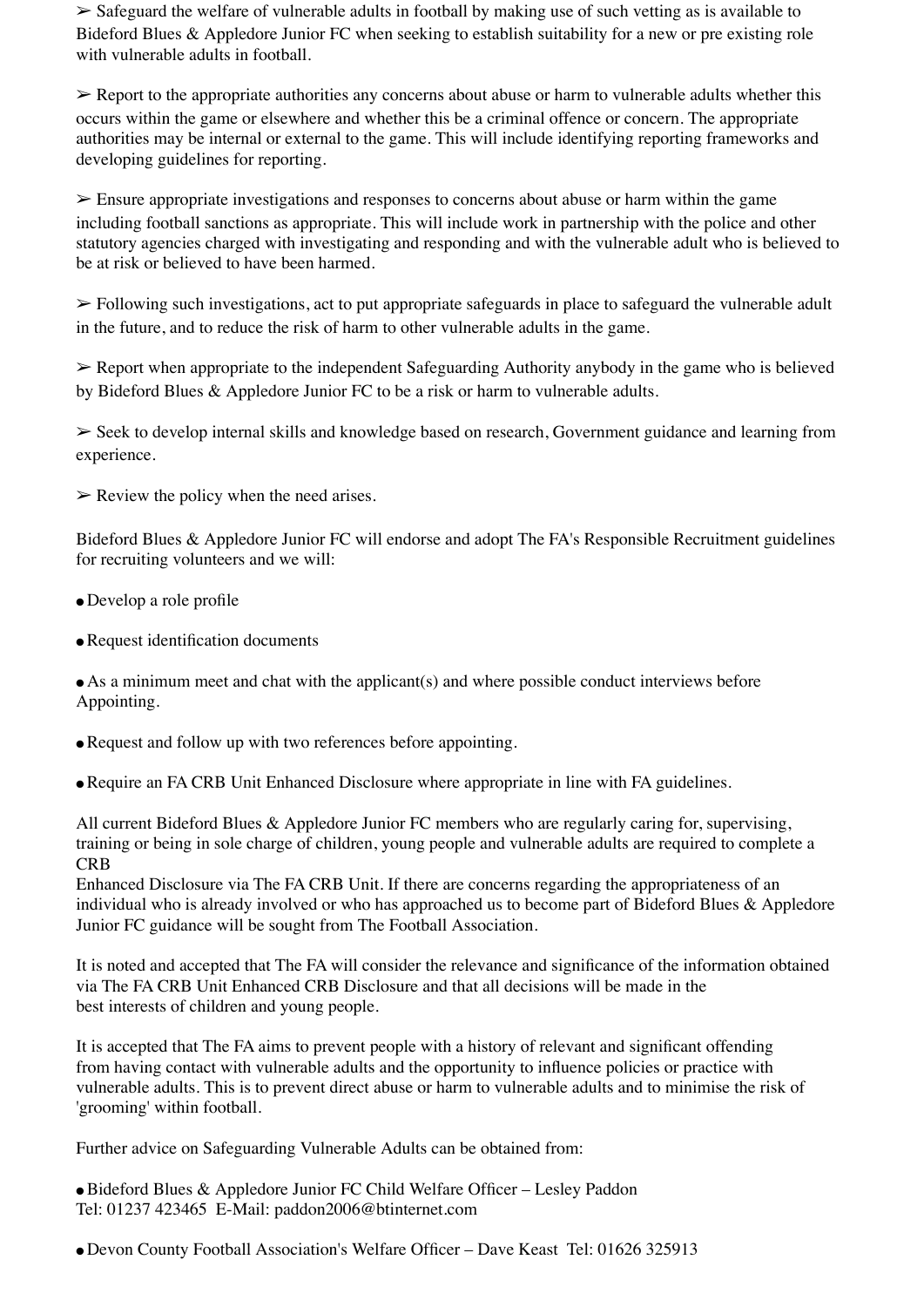➢ Safeguard the welfare of vulnerable adults in football by making use of such vetting as is available to Bideford Blues & Appledore Junior FC when seeking to establish suitability for a new or pre existing role with vulnerable adults in football.

➢ Report to the appropriate authorities any concerns about abuse or harm to vulnerable adults whether this occurs within the game or elsewhere and whether this be a criminal offence or concern. The appropriate authorities may be internal or external to the game. This will include identifying reporting frameworks and developing guidelines for reporting.

➢ Ensure appropriate investigations and responses to concerns about abuse or harm within the game including football sanctions as appropriate. This will include work in partnership with the police and other statutory agencies charged with investigating and responding and with the vulnerable adult who is believed to be at risk or believed to have been harmed.

➢ Following such investigations, act to put appropriate safeguards in place to safeguard the vulnerable adult in the future, and to reduce the risk of harm to other vulnerable adults in the game.

➢ Report when appropriate to the independent Safeguarding Authority anybody in the game who is believed by Bideford Blues & Appledore Junior FC to be a risk or harm to vulnerable adults.

➢ Seek to develop internal skills and knowledge based on research, Government guidance and learning from experience.

➢ Review the policy when the need arises.

Bideford Blues & Appledore Junior FC will endorse and adopt The FA's Responsible Recruitment guidelines for recruiting volunteers and we will:

- Develop a role profile
- Request identification documents
- As a minimum meet and chat with the applicant(s) and where possible conduct interviews before Appointing.
- Request and follow up with two references before appointing.
- Require an FA CRB Unit Enhanced Disclosure where appropriate in line with FA guidelines.

All current Bideford Blues & Appledore Junior FC members who are regularly caring for, supervising, training or being in sole charge of children, young people and vulnerable adults are required to complete a CRB
Enhanced Disclosure via The FA CRB Unit. If there are concerns regarding the appropriateness of an individual who is already involved or who has approached us to become part of Bideford Blues & Appledore Junior FC guidance will be sought from The Football Association.

It is noted and accepted that The FA will consider the relevance and significance of the information obtained via The FA CRB Unit Enhanced CRB Disclosure and that all decisions will be made in the best interests of children and young people.

It is accepted that The FA aims to prevent people with a history of relevant and significant offending from having contact with vulnerable adults and the opportunity to influence policies or practice with vulnerable adults. This is to prevent direct abuse or harm to vulnerable adults and to minimise the risk of 'grooming' within football.

Further advice on Safeguarding Vulnerable Adults can be obtained from:

- Bideford Blues & Appledore Junior FC Child Welfare Officer – Lesley Paddon
Tel: 01237 423465 E-Mail: paddon2006@btinternet.com

- Devon County Football Association's Welfare Officer – Dave Keast Tel: 01626 325913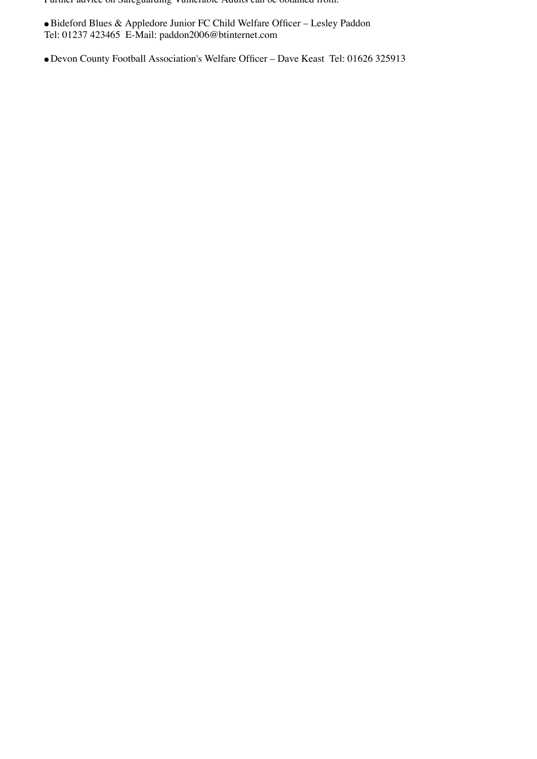Further advice on Safeguarding Vulnerable Adults can be obtained from:

- Bideford Blues & Appledore Junior FC Child Welfare Officer – Lesley Paddon
Tel: 01237 423465  E-Mail: paddon2006@btinternet.com

- Devon County Football Association's Welfare Officer – Dave Keast  Tel: 01626 325913